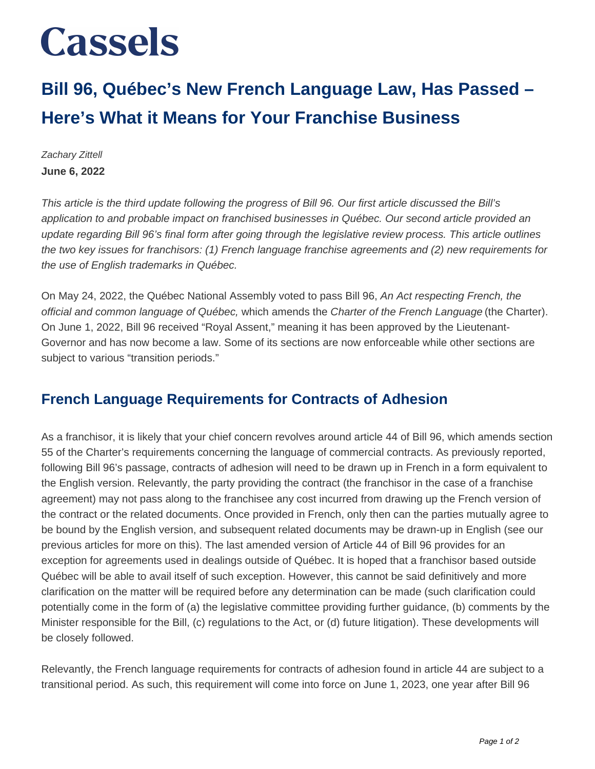# Cassels

## Bill 96, Québec's New French Language Law, Has Passed – Here's What it Means for Your Franchise Business

*Zachary Zittell*

**June 6, 2022**

*This article is the third update following the progress of Bill 96. Our first article discussed the Bill's application to and probable impact on franchised businesses in Québec. Our second article provided an update regarding Bill 96's final form after going through the legislative review process. This article outlines the two key issues for franchisors: (1) French language franchise agreements and (2) new requirements for the use of English trademarks in Québec.*

On May 24, 2022, the Québec National Assembly voted to pass Bill 96, *An Act respecting French, the official and common language of Québec,* which amends the *Charter of the French Language* (the Charter). On June 1, 2022, Bill 96 received "Royal Assent," meaning it has been approved by the Lieutenant-Governor and has now become a law. Some of its sections are now enforceable while other sections are subject to various "transition periods."

### French Language Requirements for Contracts of Adhesion

As a franchisor, it is likely that your chief concern revolves around article 44 of Bill 96, which amends section 55 of the Charter's requirements concerning the language of commercial contracts. As previously reported, following Bill 96's passage, contracts of adhesion will need to be drawn up in French in a form equivalent to the English version. Relevantly, the party providing the contract (the franchisor in the case of a franchise agreement) may not pass along to the franchisee any cost incurred from drawing up the French version of the contract or the related documents. Once provided in French, only then can the parties mutually agree to be bound by the English version, and subsequent related documents may be drawn-up in English (see our previous articles for more on this). The last amended version of Article 44 of Bill 96 provides for an exception for agreements used in dealings outside of Québec. It is hoped that a franchisor based outside Québec will be able to avail itself of such exception. However, this cannot be said definitively and more clarification on the matter will be required before any determination can be made (such clarification could potentially come in the form of (a) the legislative committee providing further guidance, (b) comments by the Minister responsible for the Bill, (c) regulations to the Act, or (d) future litigation). These developments will be closely followed.

Relevantly, the French language requirements for contracts of adhesion found in article 44 are subject to a transitional period. As such, this requirement will come into force on June 1, 2023, one year after Bill 96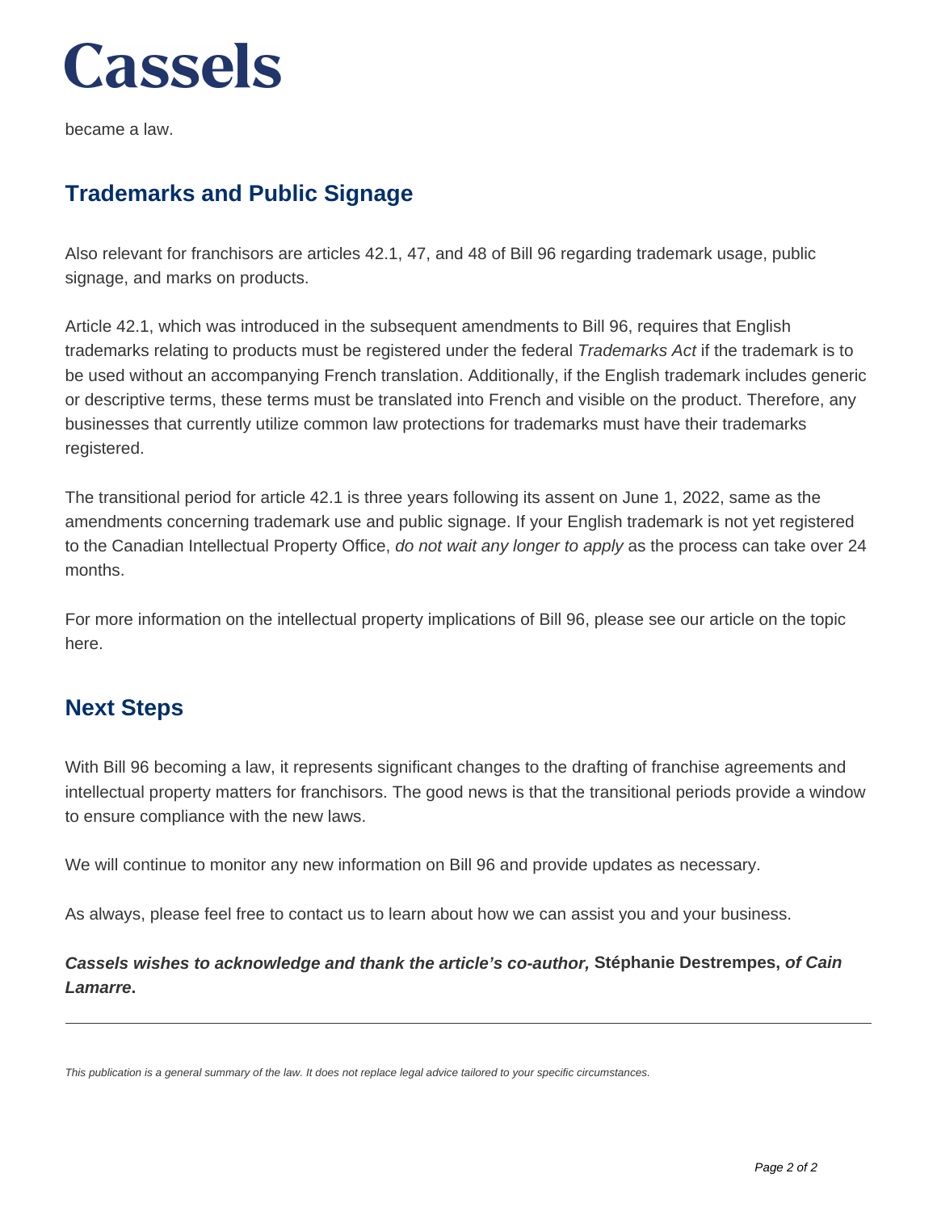became a law.

## Trademarks and Public Signage

Also relevant for franchisors are articles 42.1, 47, and 48 of Bill 96 regarding trademark usage, public signage, and marks on products.

Article 42.1, which was introduced in the subsequent amendments to Bill 96, requires that English trademarks relating to products must be registered under the federal *Trademarks Act* if the trademark is to be used without an accompanying French translation. Additionally, if the English trademark includes generic or descriptive terms, these terms must be translated into French and visible on the product. Therefore, any businesses that currently utilize common law protections for trademarks must have their trademarks registered.

The transitional period for article 42.1 is three years following its assent on June 1, 2022, same as the amendments concerning trademark use and public signage. If your English trademark is not yet registered to the Canadian Intellectual Property Office, *do not wait any longer to apply* as the process can take over 24 months.

For more information on the intellectual property implications of Bill 96, please see our article on the topic here.

## Next Steps

With Bill 96 becoming a law, it represents significant changes to the drafting of franchise agreements and intellectual property matters for franchisors. The good news is that the transitional periods provide a window to ensure compliance with the new laws.

We will continue to monitor any new information on Bill 96 and provide updates as necessary.

As always, please feel free to contact us to learn about how we can assist you and your business.

***Cassels wishes to acknowledge and thank the article's co-author,* Stéphanie Destrempes, *of Cain Lamarre*.**

---

*This publication is a general summary of the law. It does not replace legal advice tailored to your specific circumstances.*